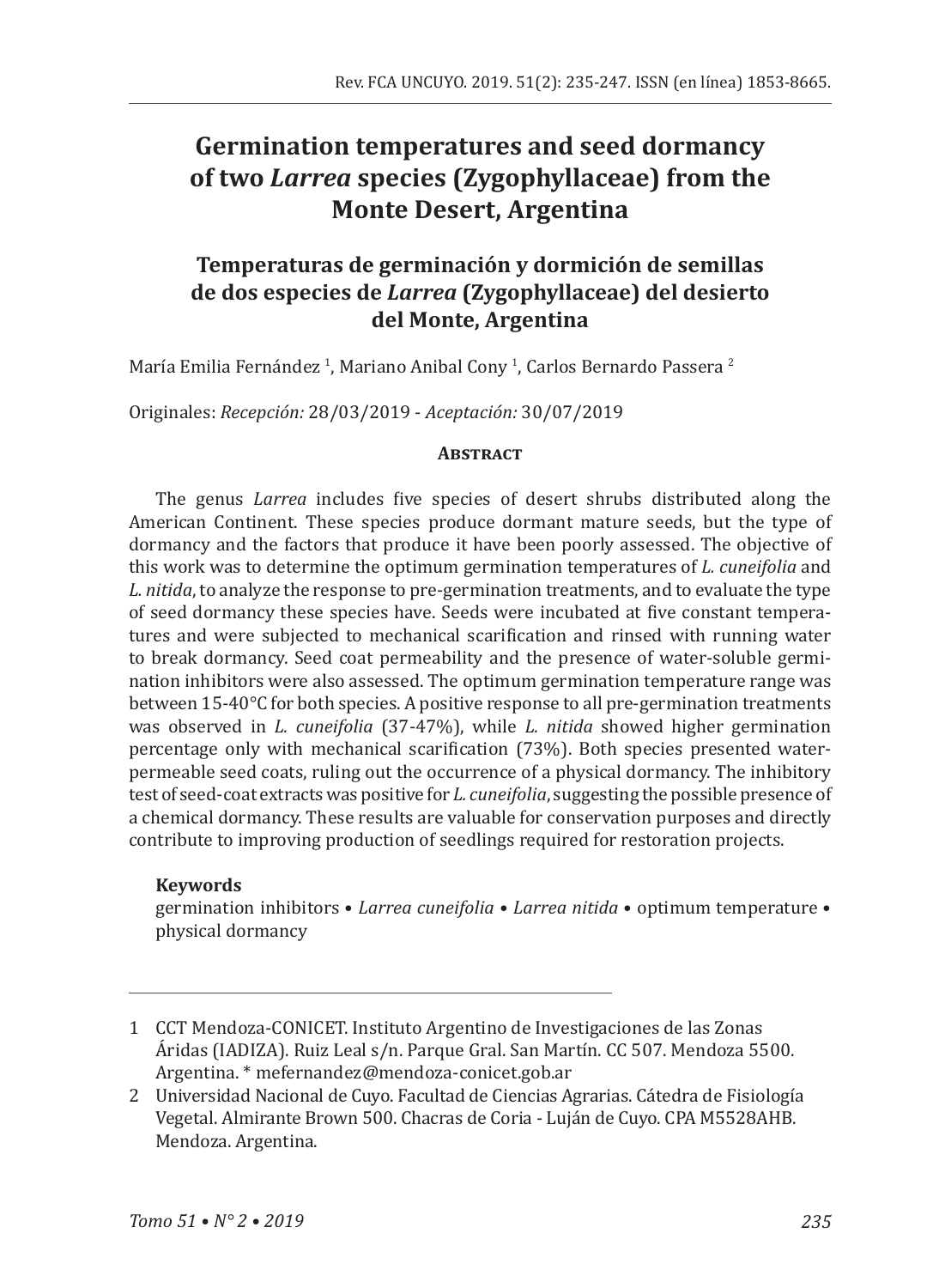# Germination temperatures and seed dormancy of two *Larrea* species (Zygophyllaceae) from the Monte Desert, Argentina

## Temperaturas de germinación y dormición de semillas de dos especies de *Larrea* (Zygophyllaceae) del desierto del Monte, Argentina

María Emilia Fernández [1], Mariano Anibal Cony [1], Carlos Bernardo Passera [2]

Originales: *Recepción:* 28/03/2019 - *Aceptación:* 30/07/2019

### Abstract

The genus *Larrea* includes five species of desert shrubs distributed along the American Continent. These species produce dormant mature seeds, but the type of dormancy and the factors that produce it have been poorly assessed. The objective of this work was to determine the optimum germination temperatures of *L. cuneifolia* and *L. nitida*, to analyze the response to pre-germination treatments, and to evaluate the type of seed dormancy these species have. Seeds were incubated at five constant temperatures and were subjected to mechanical scarification and rinsed with running water to break dormancy. Seed coat permeability and the presence of water-soluble germination inhibitors were also assessed. The optimum germination temperature range was between 15-40°C for both species. A positive response to all pre-germination treatments was observed in *L. cuneifolia* (37-47%), while *L. nitida* showed higher germination percentage only with mechanical scarification (73%). Both species presented water-permeable seed coats, ruling out the occurrence of a physical dormancy. The inhibitory test of seed-coat extracts was positive for *L. cuneifolia*, suggesting the possible presence of a chemical dormancy. These results are valuable for conservation purposes and directly contribute to improving production of seedlings required for restoration projects.

**Keywords**

germination inhibitors • *Larrea cuneifolia* • *Larrea nitida* • optimum temperature • physical dormancy

---

1 CCT Mendoza-CONICET. Instituto Argentino de Investigaciones de las Zonas Áridas (IADIZA). Ruiz Leal s/n. Parque Gral. San Martín. CC 507. Mendoza 5500. Argentina. * mefernandez@mendoza-conicet.gob.ar

2 Universidad Nacional de Cuyo. Facultad de Ciencias Agrarias. Cátedra de Fisiología Vegetal. Almirante Brown 500. Chacras de Coria - Luján de Cuyo. CPA M5528AHB. Mendoza. Argentina.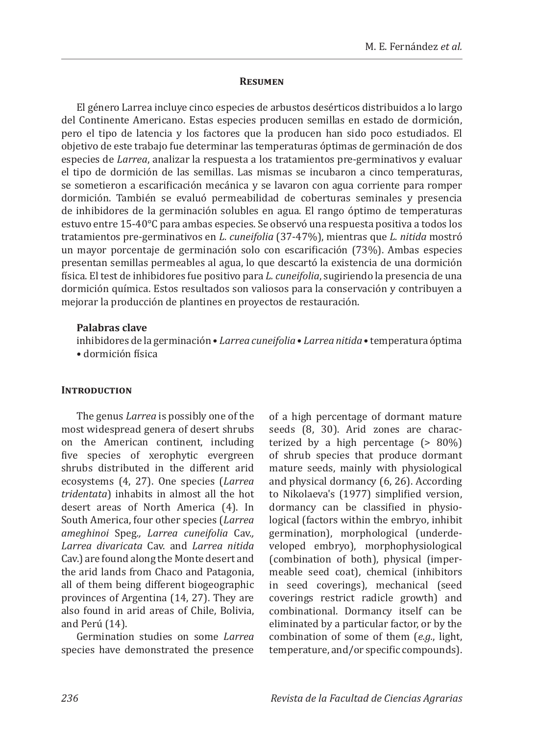## Resumen

El género Larrea incluye cinco especies de arbustos desérticos distribuidos a lo largo del Continente Americano. Estas especies producen semillas en estado de dormición, pero el tipo de latencia y los factores que la producen han sido poco estudiados. El objetivo de este trabajo fue determinar las temperaturas óptimas de germinación de dos especies de *Larrea*, analizar la respuesta a los tratamientos pre-germinativos y evaluar el tipo de dormición de las semillas. Las mismas se incubaron a cinco temperaturas, se sometieron a escarificación mecánica y se lavaron con agua corriente para romper dormición. También se evaluó permeabilidad de coberturas seminales y presencia de inhibidores de la germinación solubles en agua. El rango óptimo de temperaturas estuvo entre 15-40°C para ambas especies. Se observó una respuesta positiva a todos los tratamientos pre-germinativos en *L. cuneifolia* (37-47%), mientras que *L. nitida* mostró un mayor porcentaje de germinación solo con escarificación (73%). Ambas especies presentan semillas permeables al agua, lo que descartó la existencia de una dormición física. El test de inhibidores fue positivo para *L. cuneifolia*, sugiriendo la presencia de una dormición química. Estos resultados son valiosos para la conservación y contribuyen a mejorar la producción de plantines en proyectos de restauración.

**Palabras clave**

inhibidores de la germinación • *Larrea cuneifolia* • *Larrea nitida* • temperatura óptima • dormición física

## Introduction

The genus *Larrea* is possibly one of the most widespread genera of desert shrubs on the American continent, including five species of xerophytic evergreen shrubs distributed in the different arid ecosystems (4, 27). One species (*Larrea tridentata*) inhabits in almost all the hot desert areas of North America (4). In South America, four other species (*Larrea ameghinoi* Speg., *Larrea cuneifolia* Cav., *Larrea divaricata* Cav. and *Larrea nitida* Cav.) are found along the Monte desert and the arid lands from Chaco and Patagonia, all of them being different biogeographic provinces of Argentina (14, 27). They are also found in arid areas of Chile, Bolivia, and Perú (14).

Germination studies on some *Larrea* species have demonstrated the presence of a high percentage of dormant mature seeds (8, 30). Arid zones are characterized by a high percentage (> 80%) of shrub species that produce dormant mature seeds, mainly with physiological and physical dormancy (6, 26). According to Nikolaeva's (1977) simplified version, dormancy can be classified in physiological (factors within the embryo, inhibit germination), morphological (underdeveloped embryo), morphophysiological (combination of both), physical (impermeable seed coat), chemical (inhibitors in seed coverings), mechanical (seed coverings restrict radicle growth) and combinational. Dormancy itself can be eliminated by a particular factor, or by the combination of some of them (*e.g.*, light, temperature, and/or specific compounds).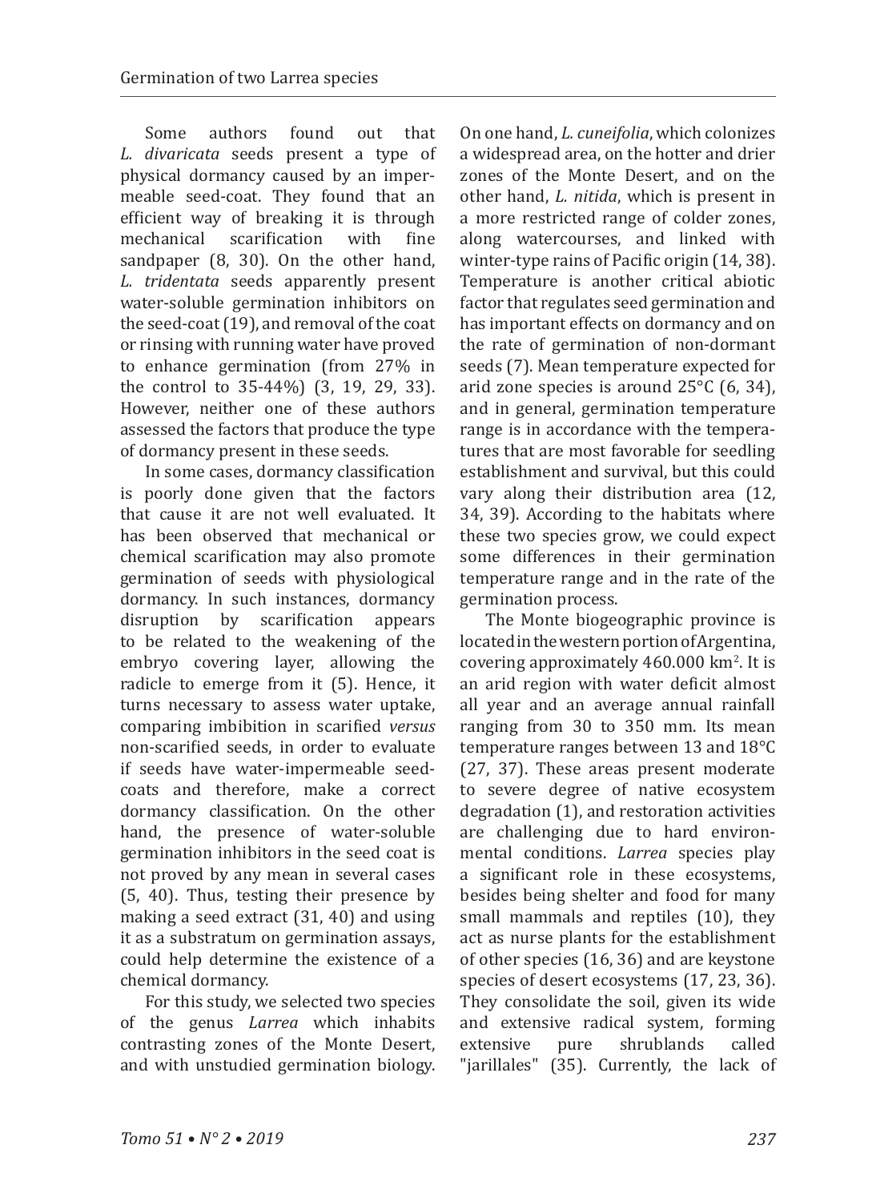Some authors found out that *L. divaricata* seeds present a type of physical dormancy caused by an impermeable seed-coat. They found that an efficient way of breaking it is through mechanical scarification with fine sandpaper (8, 30). On the other hand, *L. tridentata* seeds apparently present water-soluble germination inhibitors on the seed-coat (19), and removal of the coat or rinsing with running water have proved to enhance germination (from 27% in the control to 35-44%) (3, 19, 29, 33). However, neither one of these authors assessed the factors that produce the type of dormancy present in these seeds.

In some cases, dormancy classification is poorly done given that the factors that cause it are not well evaluated. It has been observed that mechanical or chemical scarification may also promote germination of seeds with physiological dormancy. In such instances, dormancy disruption by scarification appears to be related to the weakening of the embryo covering layer, allowing the radicle to emerge from it (5). Hence, it turns necessary to assess water uptake, comparing imbibition in scarified *versus* non-scarified seeds, in order to evaluate if seeds have water-impermeable seed-coats and therefore, make a correct dormancy classification. On the other hand, the presence of water-soluble germination inhibitors in the seed coat is not proved by any mean in several cases (5, 40). Thus, testing their presence by making a seed extract (31, 40) and using it as a substratum on germination assays, could help determine the existence of a chemical dormancy.

For this study, we selected two species of the genus *Larrea* which inhabits contrasting zones of the Monte Desert, and with unstudied germination biology. On one hand, *L. cuneifolia*, which colonizes a widespread area, on the hotter and drier zones of the Monte Desert, and on the other hand, *L. nitida*, which is present in a more restricted range of colder zones, along watercourses, and linked with winter-type rains of Pacific origin (14, 38). Temperature is another critical abiotic factor that regulates seed germination and has important effects on dormancy and on the rate of germination of non-dormant seeds (7). Mean temperature expected for arid zone species is around 25°C (6, 34), and in general, germination temperature range is in accordance with the temperatures that are most favorable for seedling establishment and survival, but this could vary along their distribution area (12, 34, 39). According to the habitats where these two species grow, we could expect some differences in their germination temperature range and in the rate of the germination process.

The Monte biogeographic province is located in the western portion of Argentina, covering approximately 460.000 km$^2$. It is an arid region with water deficit almost all year and an average annual rainfall ranging from 30 to 350 mm. Its mean temperature ranges between 13 and 18°C (27, 37). These areas present moderate to severe degree of native ecosystem degradation (1), and restoration activities are challenging due to hard environmental conditions. *Larrea* species play a significant role in these ecosystems, besides being shelter and food for many small mammals and reptiles (10), they act as nurse plants for the establishment of other species (16, 36) and are keystone species of desert ecosystems (17, 23, 36). They consolidate the soil, given its wide and extensive radical system, forming extensive pure shrublands called "jarillales" (35). Currently, the lack of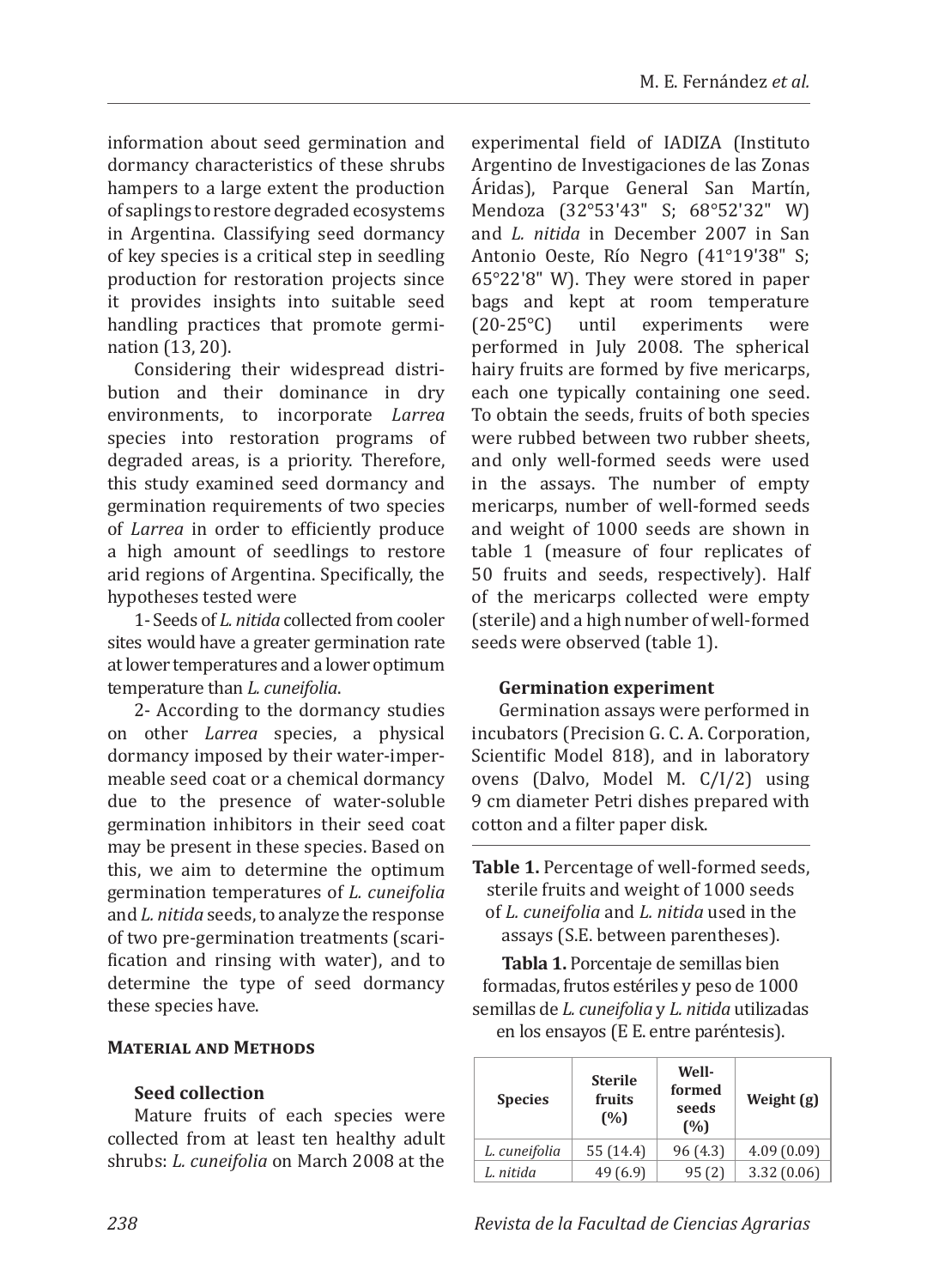information about seed germination and dormancy characteristics of these shrubs hampers to a large extent the production of saplings to restore degraded ecosystems in Argentina. Classifying seed dormancy of key species is a critical step in seedling production for restoration projects since it provides insights into suitable seed handling practices that promote germination (13, 20).

Considering their widespread distribution and their dominance in dry environments, to incorporate *Larrea* species into restoration programs of degraded areas, is a priority. Therefore, this study examined seed dormancy and germination requirements of two species of *Larrea* in order to efficiently produce a high amount of seedlings to restore arid regions of Argentina. Specifically, the hypotheses tested were

1- Seeds of *L. nitida* collected from cooler sites would have a greater germination rate at lower temperatures and a lower optimum temperature than *L. cuneifolia*.

2- According to the dormancy studies on other *Larrea* species, a physical dormancy imposed by their water-impermeable seed coat or a chemical dormancy due to the presence of water-soluble germination inhibitors in their seed coat may be present in these species. Based on this, we aim to determine the optimum germination temperatures of *L. cuneifolia* and *L. nitida* seeds, to analyze the response of two pre-germination treatments (scarification and rinsing with water), and to determine the type of seed dormancy these species have.

## Material and Methods

### Seed collection

Mature fruits of each species were collected from at least ten healthy adult shrubs: *L. cuneifolia* on March 2008 at the experimental field of IADIZA (Instituto Argentino de Investigaciones de las Zonas Áridas), Parque General San Martín, Mendoza (32°53'43" S; 68°52'32" W) and *L. nitida* in December 2007 in San Antonio Oeste, Río Negro (41°19'38" S; 65°22'8" W). They were stored in paper bags and kept at room temperature (20-25°C) until experiments were performed in July 2008. The spherical hairy fruits are formed by five mericarps, each one typically containing one seed. To obtain the seeds, fruits of both species were rubbed between two rubber sheets, and only well-formed seeds were used in the assays. The number of empty mericarps, number of well-formed seeds and weight of 1000 seeds are shown in table 1 (measure of four replicates of 50 fruits and seeds, respectively). Half of the mericarps collected were empty (sterile) and a high number of well-formed seeds were observed (table 1).

### Germination experiment

Germination assays were performed in incubators (Precision G. C. A. Corporation, Scientific Model 818), and in laboratory ovens (Dalvo, Model M. C/I/2) using 9 cm diameter Petri dishes prepared with cotton and a filter paper disk.

**Table 1.** Percentage of well-formed seeds, sterile fruits and weight of 1000 seeds of *L. cuneifolia* and *L. nitida* used in the assays (S.E. between parentheses).

**Tabla 1.** Porcentaje de semillas bien formadas, frutos estériles y peso de 1000 semillas de *L. cuneifolia* y *L. nitida* utilizadas en los ensayos (E E. entre paréntesis).

| Species | Sterile fruits (%) | Well-formed seeds (%) | Weight (g) |
|---|---|---|---|
| *L. cuneifolia* | 55 (14.4) | 96 (4.3) | 4.09 (0.09) |
| *L. nitida* | 49 (6.9) | 95 (2) | 3.32 (0.06) |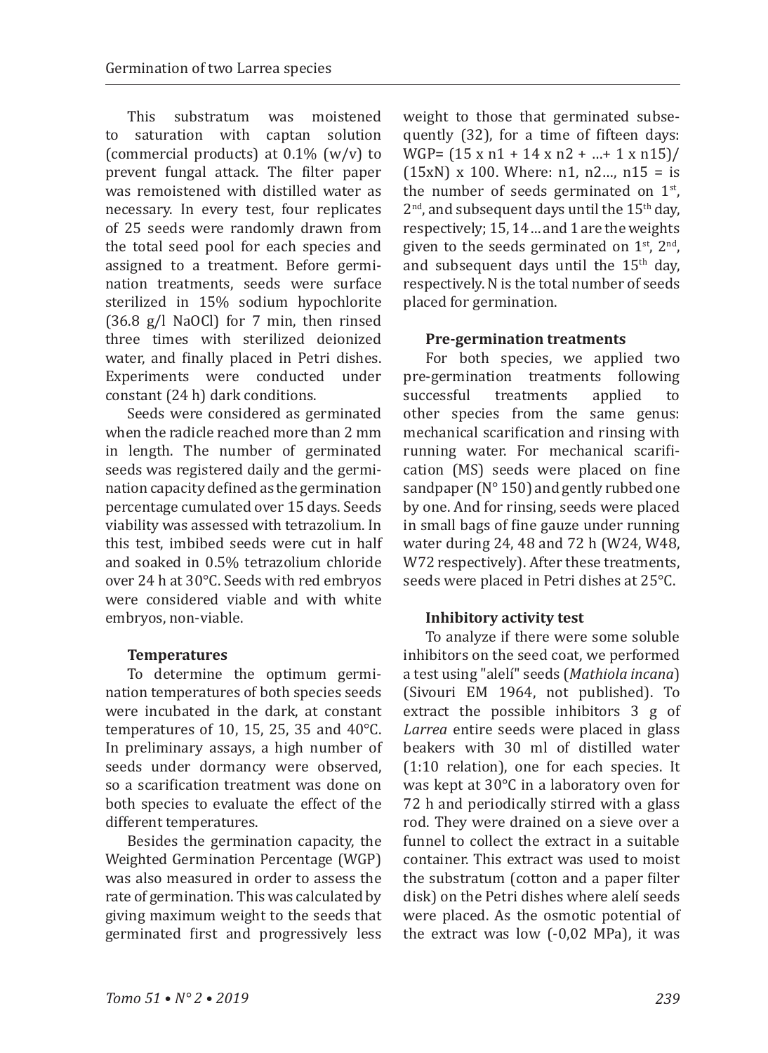This substratum was moistened to saturation with captan solution (commercial products) at 0.1% (w/v) to prevent fungal attack. The filter paper was remoistened with distilled water as necessary. In every test, four replicates of 25 seeds were randomly drawn from the total seed pool for each species and assigned to a treatment. Before germination treatments, seeds were surface sterilized in 15% sodium hypochlorite (36.8 g/l NaOCl) for 7 min, then rinsed three times with sterilized deionized water, and finally placed in Petri dishes. Experiments were conducted under constant (24 h) dark conditions.

Seeds were considered as germinated when the radicle reached more than 2 mm in length. The number of germinated seeds was registered daily and the germination capacity defined as the germination percentage cumulated over 15 days. Seeds viability was assessed with tetrazolium. In this test, imbibed seeds were cut in half and soaked in 0.5% tetrazolium chloride over 24 h at 30°C. Seeds with red embryos were considered viable and with white embryos, non-viable.

#### Temperatures

To determine the optimum germination temperatures of both species seeds were incubated in the dark, at constant temperatures of 10, 15, 25, 35 and 40°C. In preliminary assays, a high number of seeds under dormancy were observed, so a scarification treatment was done on both species to evaluate the effect of the different temperatures.

Besides the germination capacity, the Weighted Germination Percentage (WGP) was also measured in order to assess the rate of germination. This was calculated by giving maximum weight to the seeds that germinated first and progressively less weight to those that germinated subsequently (32), for a time of fifteen days: $WGP = (15 \times n1 + 14 \times n2 + \ldots + 1 \times n15) / (15 \times N) \times 100$. Where: n1, n2..., n15 = is the number of seeds germinated on 1st, 2nd, and subsequent days until the 15th day, respectively; 15, 14 ... and 1 are the weights given to the seeds germinated on 1st, 2nd, and subsequent days until the 15th day, respectively. N is the total number of seeds placed for germination.

#### Pre-germination treatments

For both species, we applied two pre-germination treatments following successful treatments applied to other species from the same genus: mechanical scarification and rinsing with running water. For mechanical scarification (MS) seeds were placed on fine sandpaper (N° 150) and gently rubbed one by one. And for rinsing, seeds were placed in small bags of fine gauze under running water during 24, 48 and 72 h (W24, W48, W72 respectively). After these treatments, seeds were placed in Petri dishes at 25°C.

#### Inhibitory activity test

To analyze if there were some soluble inhibitors on the seed coat, we performed a test using "alelí" seeds (*Mathiola incana*) (Sivouri EM 1964, not published). To extract the possible inhibitors 3 g of *Larrea* entire seeds were placed in glass beakers with 30 ml of distilled water (1:10 relation), one for each species. It was kept at 30°C in a laboratory oven for 72 h and periodically stirred with a glass rod. They were drained on a sieve over a funnel to collect the extract in a suitable container. This extract was used to moist the substratum (cotton and a paper filter disk) on the Petri dishes where alelí seeds were placed. As the osmotic potential of the extract was low (-0,02 MPa), it was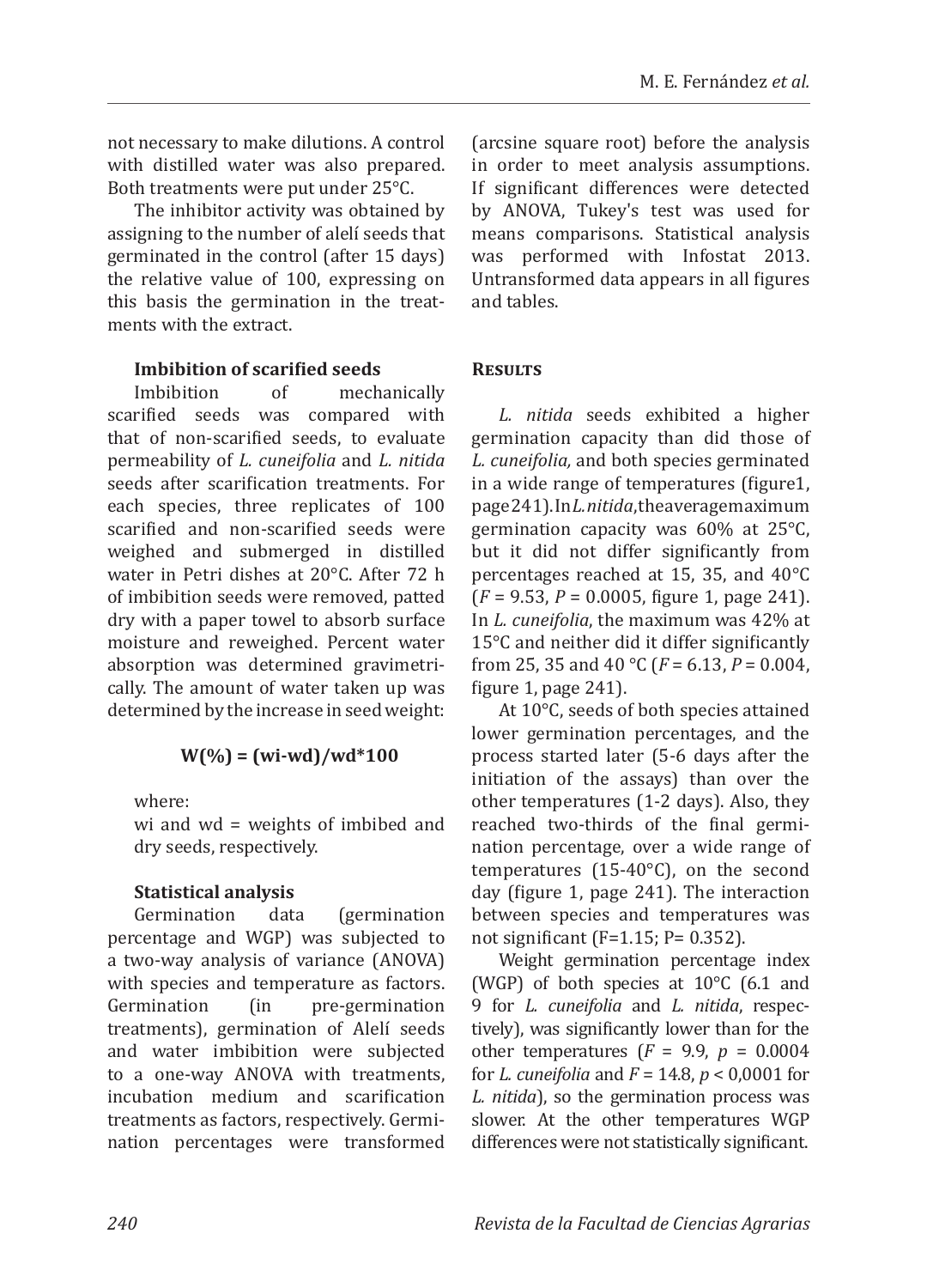not necessary to make dilutions. A control with distilled water was also prepared. Both treatments were put under 25°C.

The inhibitor activity was obtained by assigning to the number of alelí seeds that germinated in the control (after 15 days) the relative value of 100, expressing on this basis the germination in the treatments with the extract.

### Imbibition of scarified seeds

Imbibition of mechanically scarified seeds was compared with that of non-scarified seeds, to evaluate permeability of *L. cuneifolia* and *L. nitida* seeds after scarification treatments. For each species, three replicates of 100 scarified and non-scarified seeds were weighed and submerged in distilled water in Petri dishes at 20°C. After 72 h of imbibition seeds were removed, patted dry with a paper towel to absorb surface moisture and reweighed. Percent water absorption was determined gravimetrically. The amount of water taken up was determined by the increase in seed weight:

$$W(\%) = (wi - wd)/wd * 100$$

where:

wi and wd = weights of imbibed and dry seeds, respectively.

### Statistical analysis

Germination data (germination percentage and WGP) was subjected to a two-way analysis of variance (ANOVA) with species and temperature as factors. Germination (in pre-germination treatments), germination of Alelí seeds and water imbibition were subjected to a one-way ANOVA with treatments, incubation medium and scarification treatments as factors, respectively. Germination percentages were transformed (arcsine square root) before the analysis in order to meet analysis assumptions. If significant differences were detected by ANOVA, Tukey's test was used for means comparisons. Statistical analysis was performed with Infostat 2013. Untransformed data appears in all figures and tables.

## Results

*L. nitida* seeds exhibited a higher germination capacity than did those of *L. cuneifolia,* and both species germinated in a wide range of temperatures (figure1, page241). In *L. nitida*, the average maximum germination capacity was 60% at 25°C, but it did not differ significantly from percentages reached at 15, 35, and 40°C ($F = 9.53$, $P = 0.0005$, figure 1, page 241). In *L. cuneifolia*, the maximum was 42% at 15°C and neither did it differ significantly from 25, 35 and 40 °C ($F = 6.13$, $P = 0.004$, figure 1, page 241).

At 10°C, seeds of both species attained lower germination percentages, and the process started later (5-6 days after the initiation of the assays) than over the other temperatures (1-2 days). Also, they reached two-thirds of the final germination percentage, over a wide range of temperatures (15-40°C), on the second day (figure 1, page 241). The interaction between species and temperatures was not significant ($F=1.15$; $P= 0.352$).

Weight germination percentage index (WGP) of both species at 10°C (6.1 and 9 for *L. cuneifolia* and *L. nitida*, respectively), was significantly lower than for the other temperatures ($F = 9.9$, $p = 0.0004$ for *L. cuneifolia* and $F = 14.8$, $p < 0,0001$ for *L. nitida*), so the germination process was slower. At the other temperatures WGP differences were not statistically significant.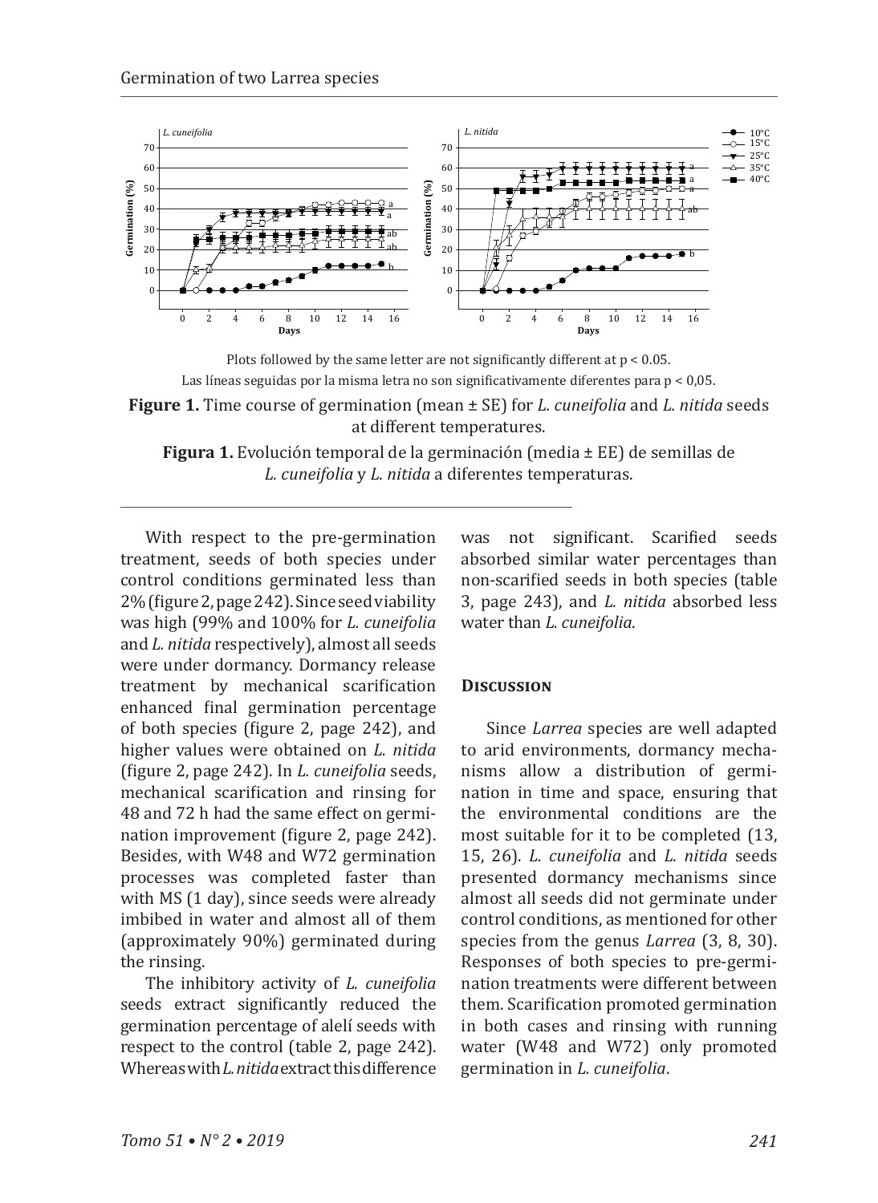Plots followed by the same letter are not significantly different at $p < 0.05$.

Las líneas seguidas por la misma letra no son significativamente diferentes para $p < 0,05$.

**Figure 1.** Time course of germination (mean ± SE) for *L. cuneifolia* and *L. nitida* seeds at different temperatures.

**Figura 1.** Evolución temporal de la germinación (media ± EE) de semillas de *L. cuneifolia* y *L. nitida* a diferentes temperaturas.

With respect to the pre-germination treatment, seeds of both species under control conditions germinated less than 2% (figure 2, page 242). Since seed viability was high (99% and 100% for *L. cuneifolia* and *L. nitida* respectively), almost all seeds were under dormancy. Dormancy release treatment by mechanical scarification enhanced final germination percentage of both species (figure 2, page 242), and higher values were obtained on *L. nitida* (figure 2, page 242). In *L. cuneifolia* seeds, mechanical scarification and rinsing for 48 and 72 h had the same effect on germination improvement (figure 2, page 242). Besides, with W48 and W72 germination processes was completed faster than with MS (1 day), since seeds were already imbibed in water and almost all of them (approximately 90%) germinated during the rinsing.

The inhibitory activity of *L. cuneifolia* seeds extract significantly reduced the germination percentage of alelí seeds with respect to the control (table 2, page 242). Whereas with *L. nitida* extract this difference was not significant. Scarified seeds absorbed similar water percentages than non-scarified seeds in both species (table 3, page 243), and *L. nitida* absorbed less water than *L. cuneifolia*.

## Discussion

Since *Larrea* species are well adapted to arid environments, dormancy mechanisms allow a distribution of germination in time and space, ensuring that the environmental conditions are the most suitable for it to be completed (13, 15, 26). *L. cuneifolia* and *L. nitida* seeds presented dormancy mechanisms since almost all seeds did not germinate under control conditions, as mentioned for other species from the genus *Larrea* (3, 8, 30). Responses of both species to pre-germination treatments were different between them. Scarification promoted germination in both cases and rinsing with running water (W48 and W72) only promoted germination in *L. cuneifolia*.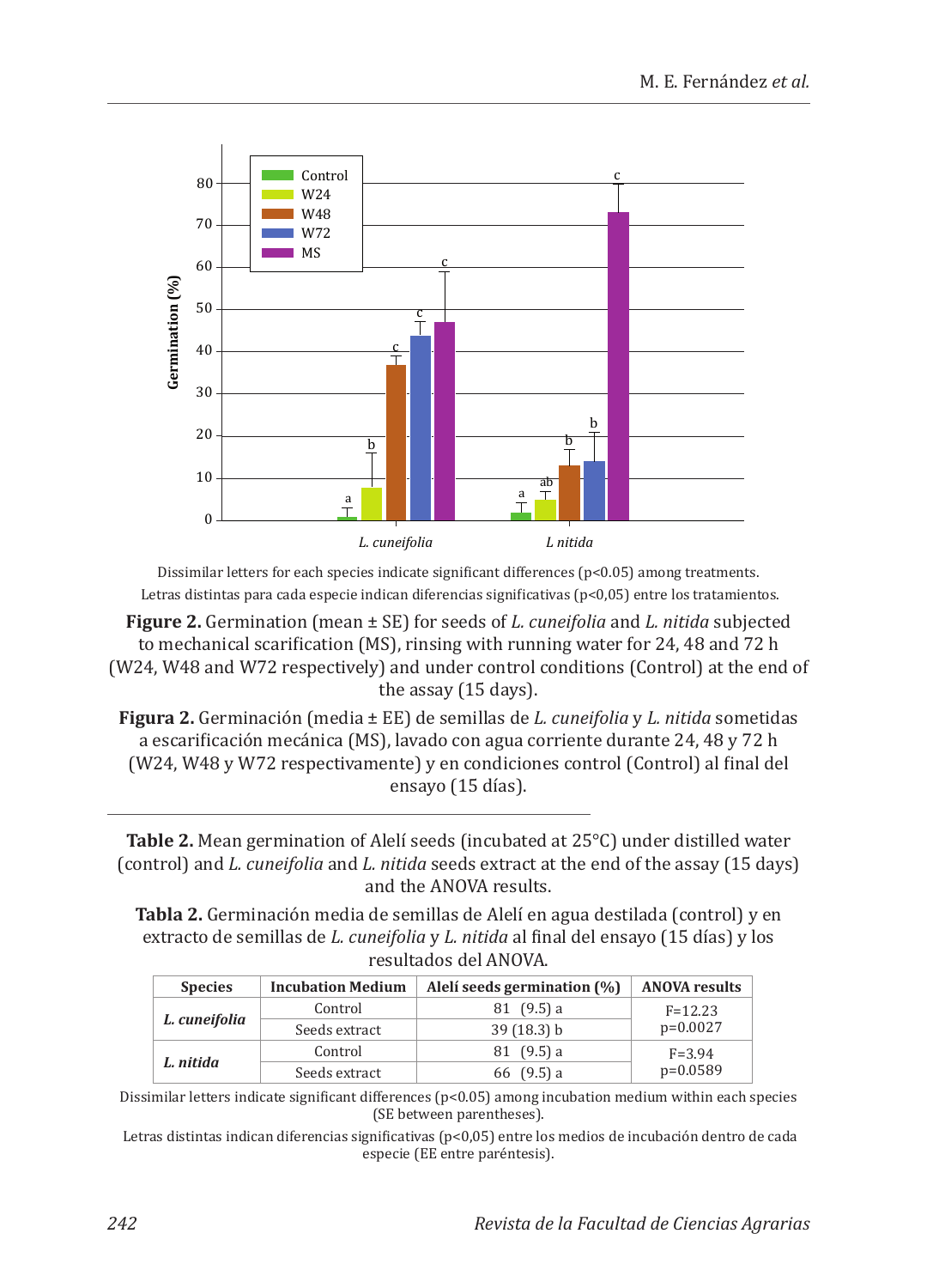Dissimilar letters for each species indicate significant differences ($p<0.05$) among treatments.

Letras distintas para cada especie indican diferencias significativas ($p<0,05$) entre los tratamientos.

**Figure 2.** Germination (mean ± SE) for seeds of *L. cuneifolia* and *L. nitida* subjected to mechanical scarification (MS), rinsing with running water for 24, 48 and 72 h (W24, W48 and W72 respectively) and under control conditions (Control) at the end of the assay (15 days).

**Figura 2.** Germinación (media ± EE) de semillas de *L. cuneifolia* y *L. nitida* sometidas a escarificación mecánica (MS), lavado con agua corriente durante 24, 48 y 72 h (W24, W48 y W72 respectivamente) y en condiciones control (Control) al final del ensayo (15 días).

**Table 2.** Mean germination of Alelí seeds (incubated at 25°C) under distilled water (control) and *L. cuneifolia* and *L. nitida* seeds extract at the end of the assay (15 days) and the ANOVA results.

**Tabla 2.** Germinación media de semillas de Alelí en agua destilada (control) y en extracto de semillas de *L. cuneifolia* y *L. nitida* al final del ensayo (15 días) y los resultados del ANOVA.

| Species | Incubation Medium | Alelí seeds germination (%) | ANOVA results |
|---|---|---|---|
| *L. cuneifolia* | Control | 81 (9.5) a | F=12.23 p=0.0027 |
| | Seeds extract | 39 (18.3) b | |
| *L. nitida* | Control | 81 (9.5) a | F=3.94 p=0.0589 |
| | Seeds extract | 66 (9.5) a | |

Dissimilar letters indicate significant differences ($p<0.05$) among incubation medium within each species (SE between parentheses).

Letras distintas indican diferencias significativas ($p<0,05$) entre los medios de incubación dentro de cada especie (EE entre paréntesis).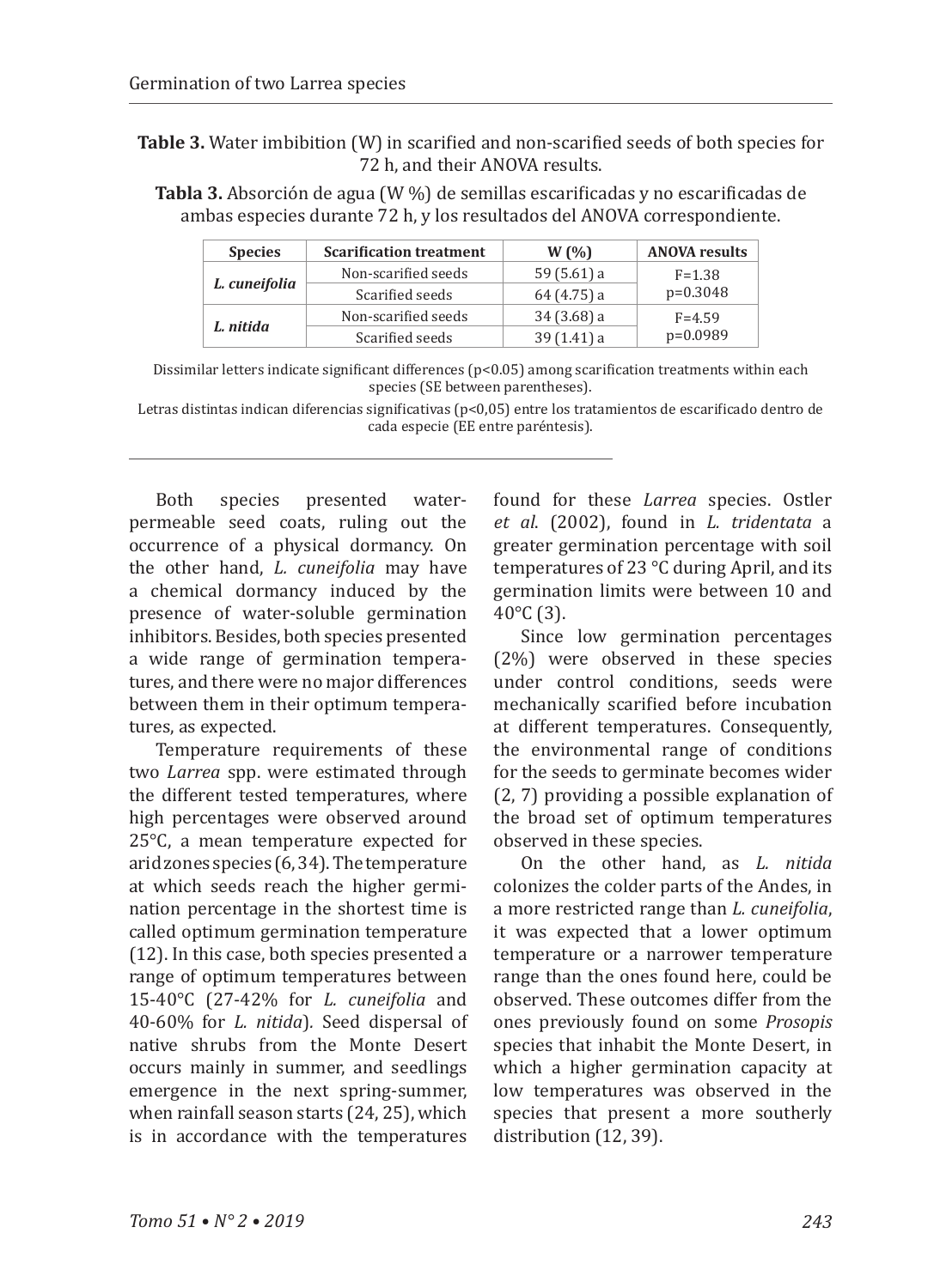**Table 3.** Water imbibition (W) in scarified and non-scarified seeds of both species for 72 h, and their ANOVA results.

**Tabla 3.** Absorción de agua (W %) de semillas escarificadas y no escarificadas de ambas especies durante 72 h, y los resultados del ANOVA correspondiente.

| Species | Scarification treatment | W (%) | ANOVA results |
|---|---|---|---|
| *L. cuneifolia* | Non-scarified seeds | 59 (5.61) a | F=1.38 p=0.3048 |
| | Scarified seeds | 64 (4.75) a | |
| *L. nitida* | Non-scarified seeds | 34 (3.68) a | F=4.59 p=0.0989 |
| | Scarified seeds | 39 (1.41) a | |

Dissimilar letters indicate significant differences (p<0.05) among scarification treatments within each species (SE between parentheses).

Letras distintas indican diferencias significativas (p<0,05) entre los tratamientos de escarificado dentro de cada especie (EE entre paréntesis).

Both species presented water-permeable seed coats, ruling out the occurrence of a physical dormancy. On the other hand, *L. cuneifolia* may have a chemical dormancy induced by the presence of water-soluble germination inhibitors. Besides, both species presented a wide range of germination temperatures, and there were no major differences between them in their optimum temperatures, as expected.

Temperature requirements of these two *Larrea* spp. were estimated through the different tested temperatures, where high percentages were observed around 25°C, a mean temperature expected for arid zones species (6, 34). The temperature at which seeds reach the higher germination percentage in the shortest time is called optimum germination temperature (12). In this case, both species presented a range of optimum temperatures between 15-40°C (27-42% for *L. cuneifolia* and 40-60% for *L. nitida*). Seed dispersal of native shrubs from the Monte Desert occurs mainly in summer, and seedlings emergence in the next spring-summer, when rainfall season starts (24, 25), which is in accordance with the temperatures found for these *Larrea* species. Ostler *et al.* (2002), found in *L. tridentata* a greater germination percentage with soil temperatures of 23 °C during April, and its germination limits were between 10 and 40°C (3).

Since low germination percentages (2%) were observed in these species under control conditions, seeds were mechanically scarified before incubation at different temperatures. Consequently, the environmental range of conditions for the seeds to germinate becomes wider (2, 7) providing a possible explanation of the broad set of optimum temperatures observed in these species.

On the other hand, as *L. nitida* colonizes the colder parts of the Andes, in a more restricted range than *L. cuneifolia*, it was expected that a lower optimum temperature or a narrower temperature range than the ones found here, could be observed. These outcomes differ from the ones previously found on some *Prosopis* species that inhabit the Monte Desert, in which a higher germination capacity at low temperatures was observed in the species that present a more southerly distribution (12, 39).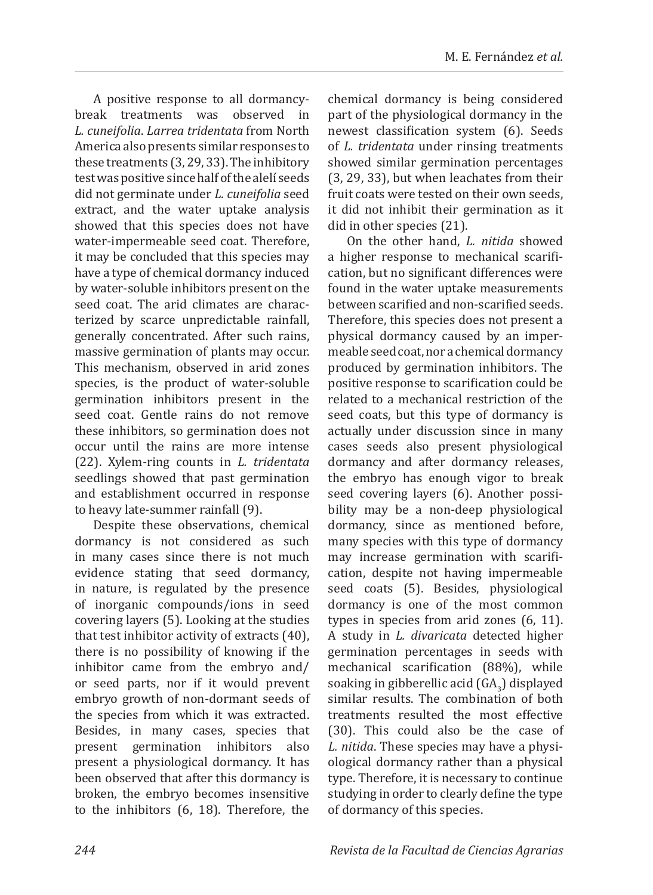A positive response to all dormancy-break treatments was observed in *L. cuneifolia*. *Larrea tridentata* from North America also presents similar responses to these treatments (3, 29, 33). The inhibitory test was positive since half of the alelí seeds did not germinate under *L. cuneifolia* seed extract, and the water uptake analysis showed that this species does not have water-impermeable seed coat. Therefore, it may be concluded that this species may have a type of chemical dormancy induced by water-soluble inhibitors present on the seed coat. The arid climates are characterized by scarce unpredictable rainfall, generally concentrated. After such rains, massive germination of plants may occur. This mechanism, observed in arid zones species, is the product of water-soluble germination inhibitors present in the seed coat. Gentle rains do not remove these inhibitors, so germination does not occur until the rains are more intense (22). Xylem-ring counts in *L. tridentata* seedlings showed that past germination and establishment occurred in response to heavy late-summer rainfall (9).

Despite these observations, chemical dormancy is not considered as such in many cases since there is not much evidence stating that seed dormancy, in nature, is regulated by the presence of inorganic compounds/ions in seed covering layers (5). Looking at the studies that test inhibitor activity of extracts (40), there is no possibility of knowing if the inhibitor came from the embryo and/or seed parts, nor if it would prevent embryo growth of non-dormant seeds of the species from which it was extracted. Besides, in many cases, species that present germination inhibitors also present a physiological dormancy. It has been observed that after this dormancy is broken, the embryo becomes insensitive to the inhibitors (6, 18). Therefore, the chemical dormancy is being considered part of the physiological dormancy in the newest classification system (6). Seeds of *L. tridentata* under rinsing treatments showed similar germination percentages (3, 29, 33), but when leachates from their fruit coats were tested on their own seeds, it did not inhibit their germination as it did in other species (21).

On the other hand, *L. nitida* showed a higher response to mechanical scarification, but no significant differences were found in the water uptake measurements between scarified and non-scarified seeds. Therefore, this species does not present a physical dormancy caused by an impermeable seed coat, nor a chemical dormancy produced by germination inhibitors. The positive response to scarification could be related to a mechanical restriction of the seed coats, but this type of dormancy is actually under discussion since in many cases seeds also present physiological dormancy and after dormancy releases, the embryo has enough vigor to break seed covering layers (6). Another possibility may be a non-deep physiological dormancy, since as mentioned before, many species with this type of dormancy may increase germination with scarification, despite not having impermeable seed coats (5). Besides, physiological dormancy is one of the most common types in species from arid zones (6, 11). A study in *L. divaricata* detected higher germination percentages in seeds with mechanical scarification (88%), while soaking in gibberellic acid ($GA_3$) displayed similar results. The combination of both treatments resulted the most effective (30). This could also be the case of *L. nitida*. These species may have a physiological dormancy rather than a physical type. Therefore, it is necessary to continue studying in order to clearly define the type of dormancy of this species.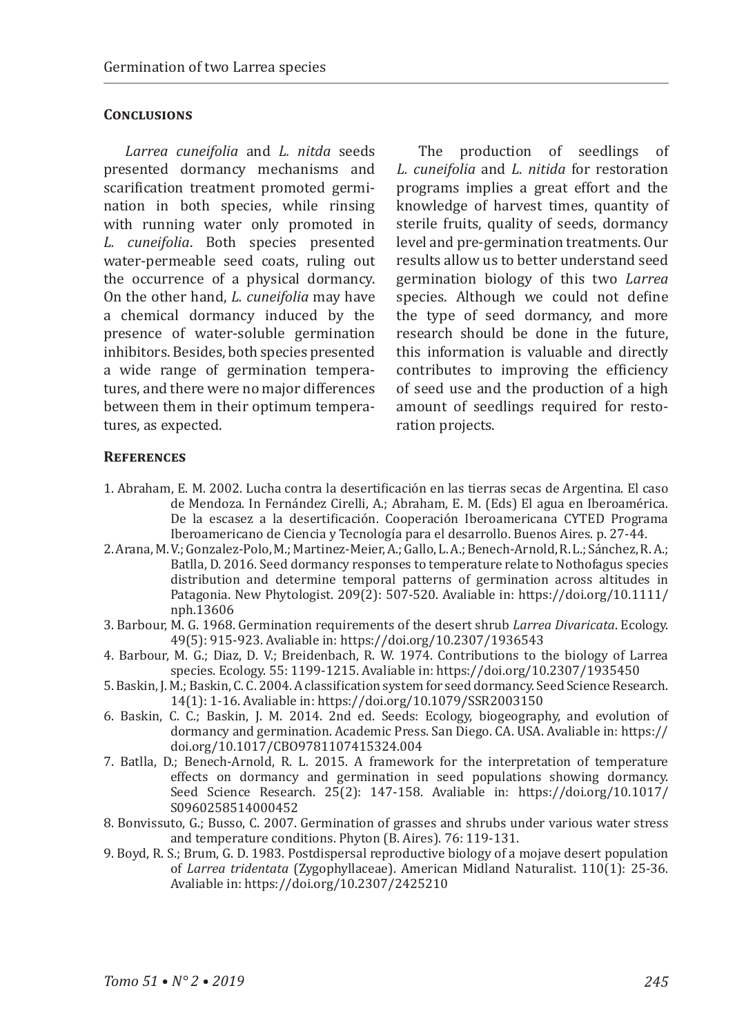## Conclusions

*Larrea cuneifolia* and *L. nitda* seeds presented dormancy mechanisms and scarification treatment promoted germination in both species, while rinsing with running water only promoted in *L. cuneifolia*. Both species presented water-permeable seed coats, ruling out the occurrence of a physical dormancy. On the other hand, *L. cuneifolia* may have a chemical dormancy induced by the presence of water-soluble germination inhibitors. Besides, both species presented a wide range of germination temperatures, and there were no major differences between them in their optimum temperatures, as expected.

The production of seedlings of *L. cuneifolia* and *L. nitida* for restoration programs implies a great effort and the knowledge of harvest times, quantity of sterile fruits, quality of seeds, dormancy level and pre-germination treatments. Our results allow us to better understand seed germination biology of this two *Larrea* species. Although we could not define the type of seed dormancy, and more research should be done in the future, this information is valuable and directly contributes to improving the efficiency of seed use and the production of a high amount of seedlings required for restoration projects.

## References

1. Abraham, E. M. 2002. Lucha contra la desertificación en las tierras secas de Argentina. El caso de Mendoza. In Fernández Cirelli, A.; Abraham, E. M. (Eds) El agua en Iberoamérica. De la escasez a la desertificación. Cooperación Iberoamericana CYTED Programa Iberoamericano de Ciencia y Tecnología para el desarrollo. Buenos Aires. p. 27-44.
2. Arana, M. V.; Gonzalez-Polo, M.; Martinez-Meier, A.; Gallo, L. A.; Benech-Arnold, R. L.; Sánchez, R. A.; Batlla, D. 2016. Seed dormancy responses to temperature relate to Nothofagus species distribution and determine temporal patterns of germination across altitudes in Patagonia. New Phytologist. 209(2): 507-520. Avaliable in: https://doi.org/10.1111/nph.13606
3. Barbour, M. G. 1968. Germination requirements of the desert shrub *Larrea Divaricata*. Ecology. 49(5): 915-923. Avaliable in: https://doi.org/10.2307/1936543
4. Barbour, M. G.; Diaz, D. V.; Breidenbach, R. W. 1974. Contributions to the biology of Larrea species. Ecology. 55: 1199-1215. Avaliable in: https://doi.org/10.2307/1935450
5. Baskin, J. M.; Baskin, C. C. 2004. A classification system for seed dormancy. Seed Science Research. 14(1): 1-16. Avaliable in: https://doi.org/10.1079/SSR2003150
6. Baskin, C. C.; Baskin, J. M. 2014. 2nd ed. Seeds: Ecology, biogeography, and evolution of dormancy and germination. Academic Press. San Diego. CA. USA. Avaliable in: https://doi.org/10.1017/CBO9781107415324.004
7. Batlla, D.; Benech-Arnold, R. L. 2015. A framework for the interpretation of temperature effects on dormancy and germination in seed populations showing dormancy. Seed Science Research. 25(2): 147-158. Avaliable in: https://doi.org/10.1017/S0960258514000452
8. Bonvissuto, G.; Busso, C. 2007. Germination of grasses and shrubs under various water stress and temperature conditions. Phyton (B. Aires). 76: 119-131.
9. Boyd, R. S.; Brum, G. D. 1983. Postdispersal reproductive biology of a mojave desert population of *Larrea tridentata* (Zygophyllaceae). American Midland Naturalist. 110(1): 25-36. Avaliable in: https://doi.org/10.2307/2425210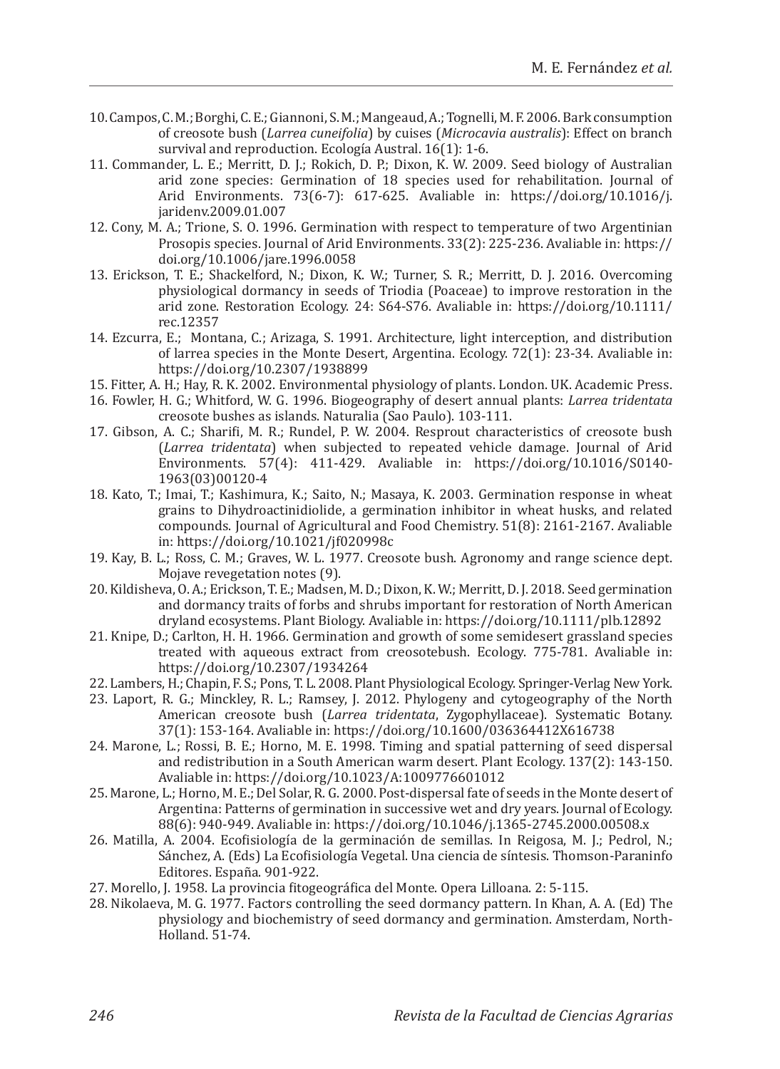10. Campos, C. M.; Borghi, C. E.; Giannoni, S. M.; Mangeaud, A.; Tognelli, M. F. 2006. Bark consumption of creosote bush (*Larrea cuneifolia*) by cuises (*Microcavia australis*): Effect on branch survival and reproduction. Ecología Austral. 16(1): 1-6.
11. Commander, L. E.; Merritt, D. J.; Rokich, D. P.; Dixon, K. W. 2009. Seed biology of Australian arid zone species: Germination of 18 species used for rehabilitation. Journal of Arid Environments. 73(6-7): 617-625. Avaliable in: https://doi.org/10.1016/j.jaridenv.2009.01.007
12. Cony, M. A.; Trione, S. O. 1996. Germination with respect to temperature of two Argentinian Prosopis species. Journal of Arid Environments. 33(2): 225-236. Avaliable in: https://doi.org/10.1006/jare.1996.0058
13. Erickson, T. E.; Shackelford, N.; Dixon, K. W.; Turner, S. R.; Merritt, D. J. 2016. Overcoming physiological dormancy in seeds of Triodia (Poaceae) to improve restoration in the arid zone. Restoration Ecology. 24: S64-S76. Avaliable in: https://doi.org/10.1111/rec.12357
14. Ezcurra, E.; Montana, C.; Arizaga, S. 1991. Architecture, light interception, and distribution of larrea species in the Monte Desert, Argentina. Ecology. 72(1): 23-34. Avaliable in: https://doi.org/10.2307/1938899
15. Fitter, A. H.; Hay, R. K. 2002. Environmental physiology of plants. London. UK. Academic Press.
16. Fowler, H. G.; Whitford, W. G. 1996. Biogeography of desert annual plants: *Larrea tridentata* creosote bushes as islands. Naturalia (Sao Paulo). 103-111.
17. Gibson, A. C.; Sharifi, M. R.; Rundel, P. W. 2004. Resprout characteristics of creosote bush (*Larrea tridentata*) when subjected to repeated vehicle damage. Journal of Arid Environments. 57(4): 411-429. Avaliable in: https://doi.org/10.1016/S0140-1963(03)00120-4
18. Kato, T.; Imai, T.; Kashimura, K.; Saito, N.; Masaya, K. 2003. Germination response in wheat grains to Dihydroactinidiolide, a germination inhibitor in wheat husks, and related compounds. Journal of Agricultural and Food Chemistry. 51(8): 2161-2167. Avaliable in: https://doi.org/10.1021/jf020998c
19. Kay, B. L.; Ross, C. M.; Graves, W. L. 1977. Creosote bush. Agronomy and range science dept. Mojave revegetation notes (9).
20. Kildisheva, O. A.; Erickson, T. E.; Madsen, M. D.; Dixon, K. W.; Merritt, D. J. 2018. Seed germination and dormancy traits of forbs and shrubs important for restoration of North American dryland ecosystems. Plant Biology. Avaliable in: https://doi.org/10.1111/plb.12892
21. Knipe, D.; Carlton, H. H. 1966. Germination and growth of some semidesert grassland species treated with aqueous extract from creosotebush. Ecology. 775-781. Avaliable in: https://doi.org/10.2307/1934264
22. Lambers, H.; Chapin, F. S.; Pons, T. L. 2008. Plant Physiological Ecology. Springer-Verlag New York.
23. Laport, R. G.; Minckley, R. L.; Ramsey, J. 2012. Phylogeny and cytogeography of the North American creosote bush (*Larrea tridentata*, Zygophyllaceae). Systematic Botany. 37(1): 153-164. Avaliable in: https://doi.org/10.1600/036364412X616738
24. Marone, L.; Rossi, B. E.; Horno, M. E. 1998. Timing and spatial patterning of seed dispersal and redistribution in a South American warm desert. Plant Ecology. 137(2): 143-150. Avaliable in: https://doi.org/10.1023/A:1009776601012
25. Marone, L.; Horno, M. E.; Del Solar, R. G. 2000. Post-dispersal fate of seeds in the Monte desert of Argentina: Patterns of germination in successive wet and dry years. Journal of Ecology. 88(6): 940-949. Avaliable in: https://doi.org/10.1046/j.1365-2745.2000.00508.x
26. Matilla, A. 2004. Ecofisiología de la germinación de semillas. In Reigosa, M. J.; Pedrol, N.; Sánchez, A. (Eds) La Ecofisiología Vegetal. Una ciencia de síntesis. Thomson-Paraninfo Editores. España. 901-922.
27. Morello, J. 1958. La provincia fitogeográfica del Monte. Opera Lilloana. 2: 5-115.
28. Nikolaeva, M. G. 1977. Factors controlling the seed dormancy pattern. In Khan, A. A. (Ed) The physiology and biochemistry of seed dormancy and germination. Amsterdam, North-Holland. 51-74.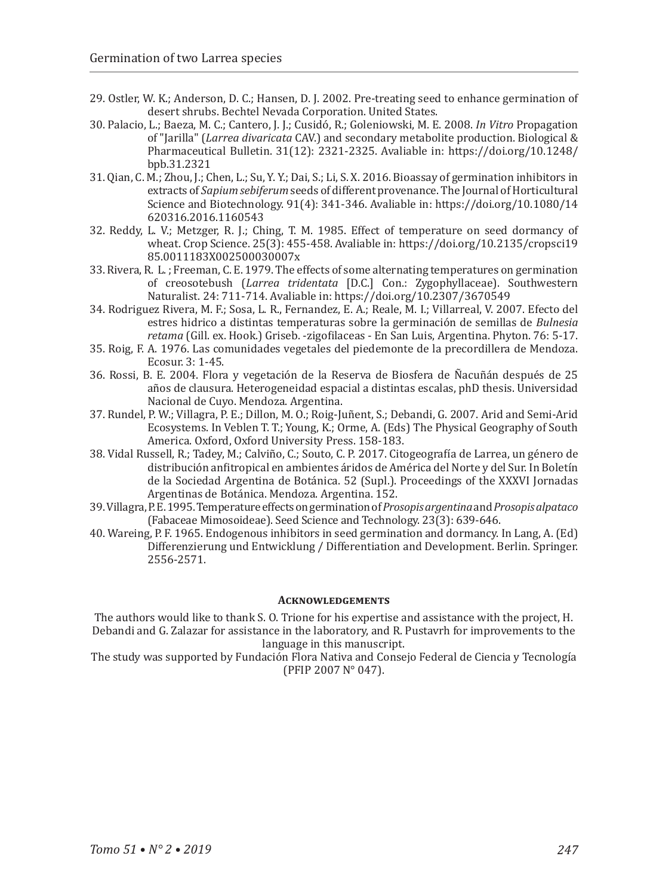29. Ostler, W. K.; Anderson, D. C.; Hansen, D. J. 2002. Pre-treating seed to enhance germination of desert shrubs. Bechtel Nevada Corporation. United States.

30. Palacio, L.; Baeza, M. C.; Cantero, J. J.; Cusidó, R.; Goleniowski, M. E. 2008. *In Vitro* Propagation of "Jarilla" (*Larrea divaricata* CAV.) and secondary metabolite production. Biological & Pharmaceutical Bulletin. 31(12): 2321-2325. Avaliable in: https://doi.org/10.1248/bpb.31.2321

31. Qian, C. M.; Zhou, J.; Chen, L.; Su, Y. Y.; Dai, S.; Li, S. X. 2016. Bioassay of germination inhibitors in extracts of *Sapium sebiferum* seeds of different provenance. The Journal of Horticultural Science and Biotechnology. 91(4): 341-346. Avaliable in: https://doi.org/10.1080/14620316.2016.1160543

32. Reddy, L. V.; Metzger, R. J.; Ching, T. M. 1985. Effect of temperature on seed dormancy of wheat. Crop Science. 25(3): 455-458. Avaliable in: https://doi.org/10.2135/cropsci1985.0011183X002500030007x

33. Rivera, R. L. ; Freeman, C. E. 1979. The effects of some alternating temperatures on germination of creosotebush (*Larrea tridentata* [D.C.] Con.: Zygophyllaceae). Southwestern Naturalist. 24: 711-714. Avaliable in: https://doi.org/10.2307/3670549

34. Rodriguez Rivera, M. F.; Sosa, L. R., Fernandez, E. A.; Reale, M. I.; Villarreal, V. 2007. Efecto del estres hidrico a distintas temperaturas sobre la germinación de semillas de *Bulnesia retama* (Gill. ex. Hook.) Griseb. -zigofilaceas - En San Luis, Argentina. Phyton. 76: 5-17.

35. Roig, F. A. 1976. Las comunidades vegetales del piedemonte de la precordillera de Mendoza. Ecosur. 3: 1-45.

36. Rossi, B. E. 2004. Flora y vegetación de la Reserva de Biosfera de Ñacuñán después de 25 años de clausura. Heterogeneidad espacial a distintas escalas, phD thesis. Universidad Nacional de Cuyo. Mendoza. Argentina.

37. Rundel, P. W.; Villagra, P. E.; Dillon, M. O.; Roig-Juñent, S.; Debandi, G. 2007. Arid and Semi-Arid Ecosystems. In Veblen T. T.; Young, K.; Orme, A. (Eds) The Physical Geography of South America. Oxford, Oxford University Press. 158-183.

38. Vidal Russell, R.; Tadey, M.; Calviño, C.; Souto, C. P. 2017. Citogeografía de Larrea, un género de distribución anfitropical en ambientes áridos de América del Norte y del Sur. In Boletín de la Sociedad Argentina de Botánica. 52 (Supl.). Proceedings of the XXXVI Jornadas Argentinas de Botánica. Mendoza. Argentina. 152.

39. Villagra, P. E. 1995. Temperature effects on germination of *Prosopis argentina* and *Prosopis alpataco* (Fabaceae Mimosoideae). Seed Science and Technology. 23(3): 639-646.

40. Wareing, P. F. 1965. Endogenous inhibitors in seed germination and dormancy. In Lang, A. (Ed) Differenzierung und Entwicklung / Differentiation and Development. Berlin. Springer. 2556-2571.

## Acknowledgements

The authors would like to thank S. O. Trione for his expertise and assistance with the project, H. Debandi and G. Zalazar for assistance in the laboratory, and R. Pustavrh for improvements to the language in this manuscript.

The study was supported by Fundación Flora Nativa and Consejo Federal de Ciencia y Tecnología (PFIP 2007 N° 047).